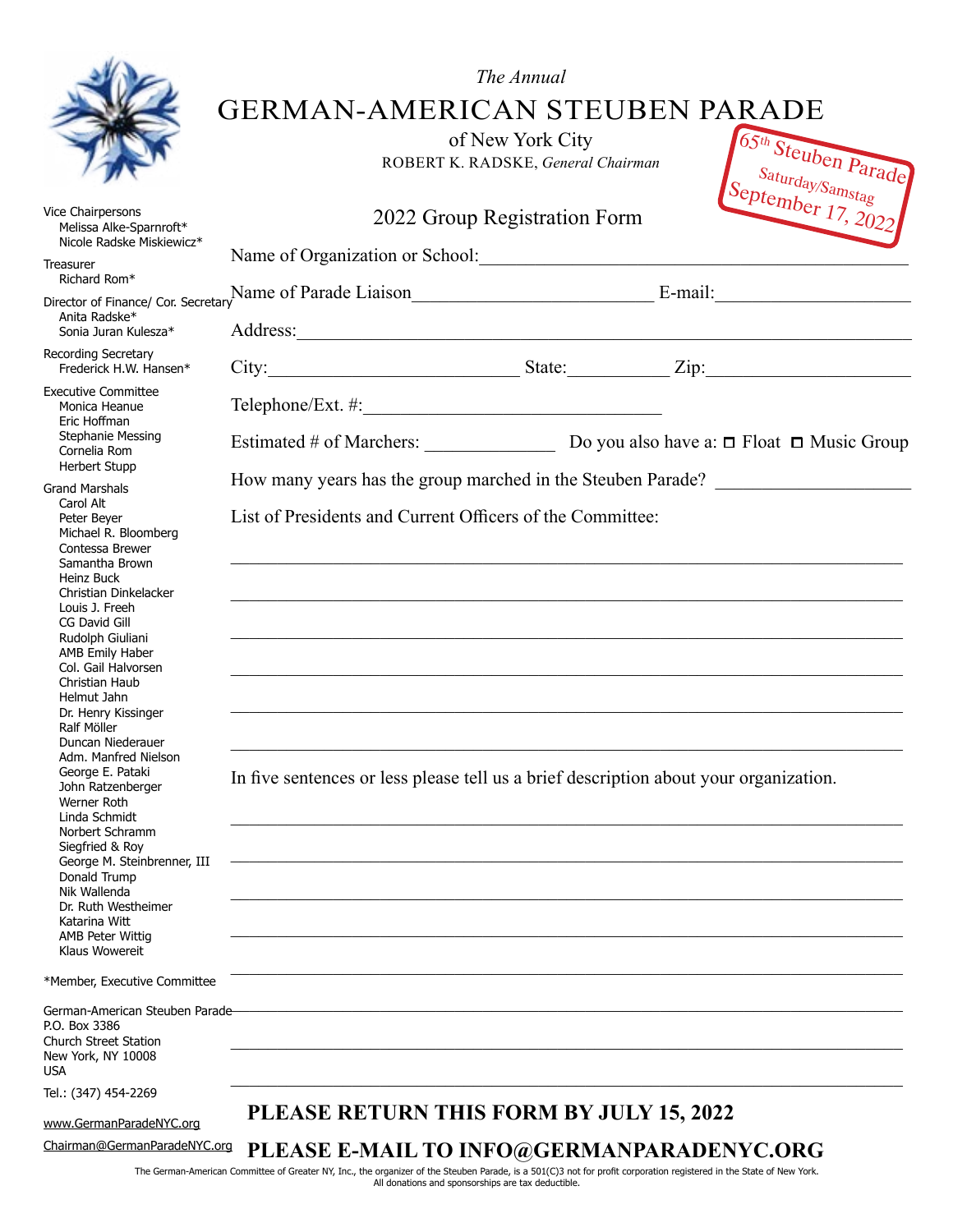*The Annual*

# GERMAN-AMERICAN STEUBEN PARADE

of New York City

ROBERT K. RADSKE, *General Chairman*

65th Steuben Parade
Saturday/Samstag
September 17, 2022

## 2022 Group Registration Form

Name of Organization or School: ______________________________

Name of Parade Liaison ______________________ E-mail: ______________________

Address: ______________________________

City: ______________________ State: __________ Zip: ______________________

Telephone/Ext. #: ______________________

Estimated # of Marchers: ____________ Do you also have a: ☐ Float ☐ Music Group

How many years has the group marched in the Steuben Parade? ______________

List of Presidents and Current Officers of the Committee:

______________________________

______________________________

______________________________

______________________________

______________________________

______________________________

In five sentences or less please tell us a brief description about your organization.

______________________________

______________________________

______________________________

______________________________

______________________________

______________________________

______________________________

______________________________

**PLEASE RETURN THIS FORM BY JULY 15, 2022**

**PLEASE E-MAIL TO INFO@GERMANPARADENYC.ORG**

---

Vice Chairpersons
- Melissa Alke-Sparnroft*
- Nicole Radske Miskiewicz*

Treasurer
- Richard Rom*

Director of Finance/ Cor. Secretary
- Anita Radske*
- Sonia Juran Kulesza*

Recording Secretary
- Frederick H.W. Hansen*

Executive Committee
- Monica Heanue
- Eric Hoffman
- Stephanie Messing
- Cornelia Rom
- Herbert Stupp

Grand Marshals
- Carol Alt
- Peter Beyer
- Michael R. Bloomberg
- Contessa Brewer
- Samantha Brown
- Heinz Buck
- Christian Dinkelacker
- Louis J. Freeh
- CG David Gill
- Rudolph Giuliani
- AMB Emily Haber
- Col. Gail Halvorsen
- Christian Haub
- Helmut Jahn
- Dr. Henry Kissinger
- Ralf Möller
- Duncan Niederauer
- Adm. Manfred Nielson
- George E. Pataki
- John Ratzenberger
- Werner Roth
- Linda Schmidt
- Norbert Schramm
- Siegfried & Roy
- George M. Steinbrenner, III
- Donald Trump
- Nik Wallenda
- Dr. Ruth Westheimer
- Katarina Witt
- AMB Peter Wittig
- Klaus Wowereit

*Member, Executive Committee

German-American Steuben Parade
P.O. Box 3386
Church Street Station
New York, NY 10008
USA

Tel.: (347) 454-2269

www.GermanParadeNYC.org

Chairman@GermanParadeNYC.org

The German-American Committee of Greater NY, Inc., the organizer of the Steuben Parade, is a 501(C)3 not for profit corporation registered in the State of New York. All donations and sponsorships are tax deductible.